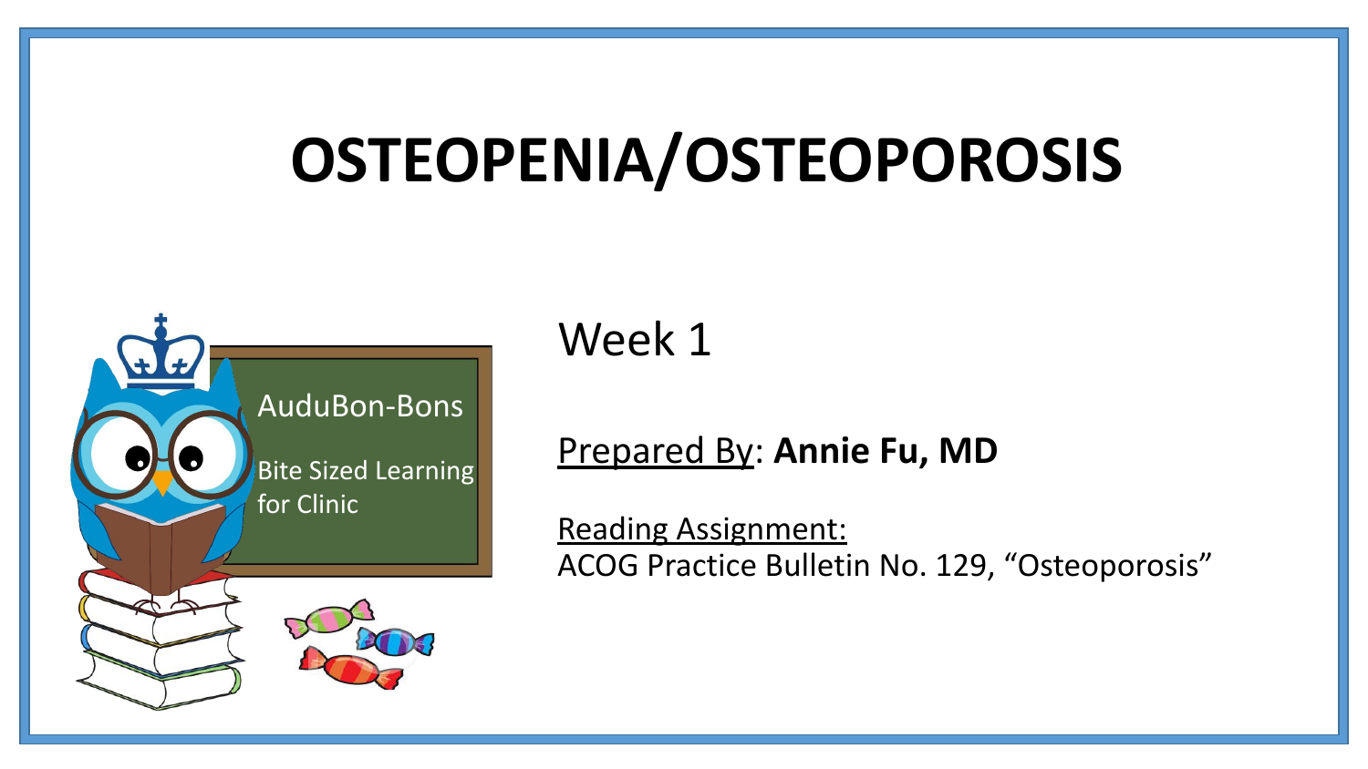# OSTEOPENIA/OSTEOPOROSIS

AuduBon-Bons

Bite Sized Learning for Clinic

Week 1

Prepared By: **Annie Fu, MD**

Reading Assignment:
ACOG Practice Bulletin No. 129, "Osteoporosis"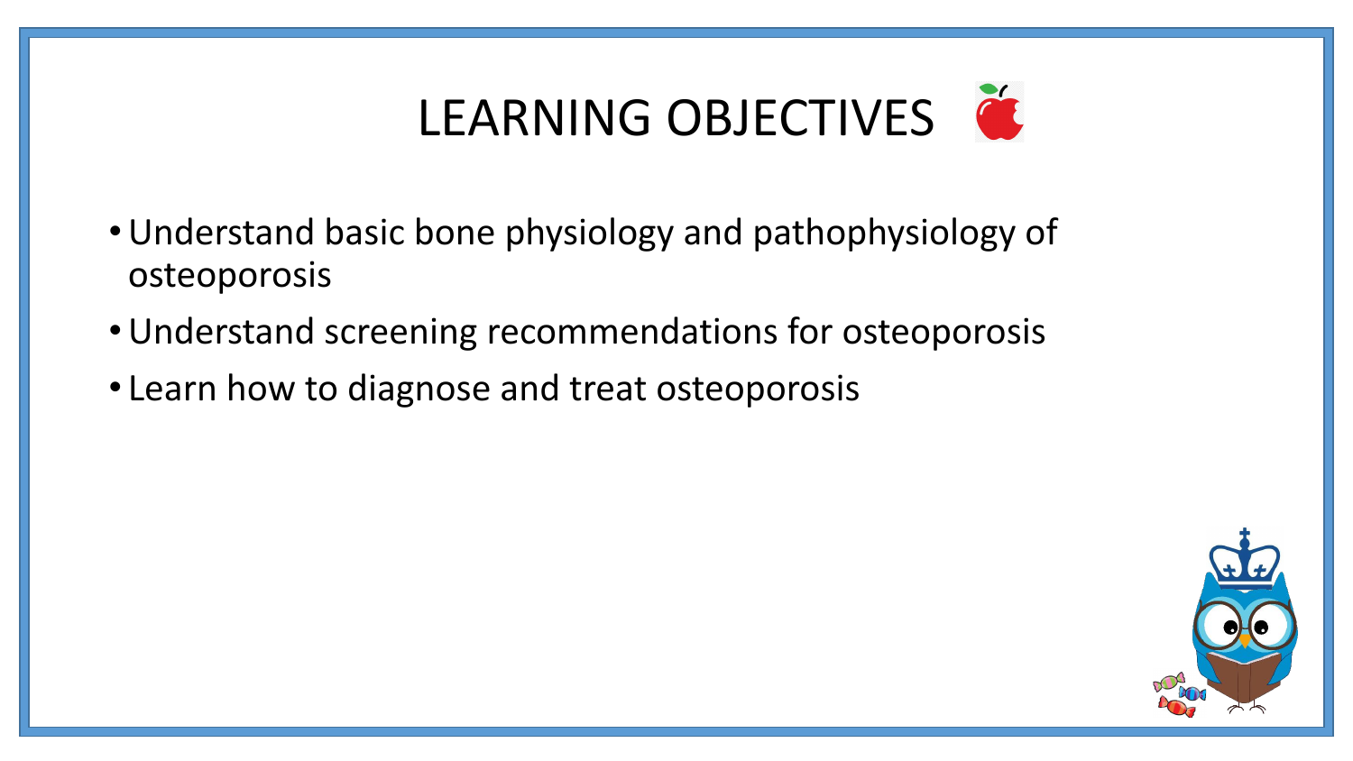# LEARNING OBJECTIVES

- Understand basic bone physiology and pathophysiology of osteoporosis
- Understand screening recommendations for osteoporosis
- Learn how to diagnose and treat osteoporosis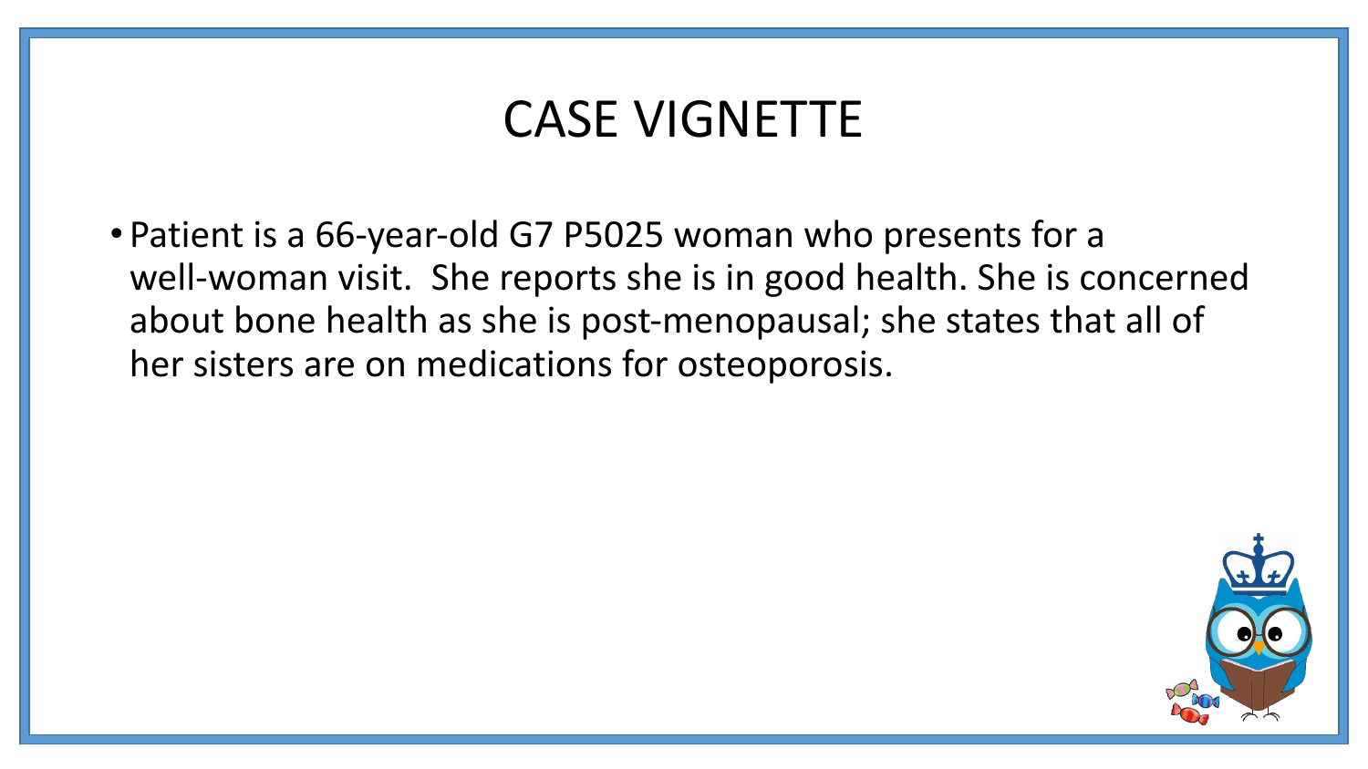# CASE VIGNETTE

- Patient is a 66-year-old G7 P5025 woman who presents for a well-woman visit. She reports she is in good health. She is concerned about bone health as she is post-menopausal; she states that all of her sisters are on medications for osteoporosis.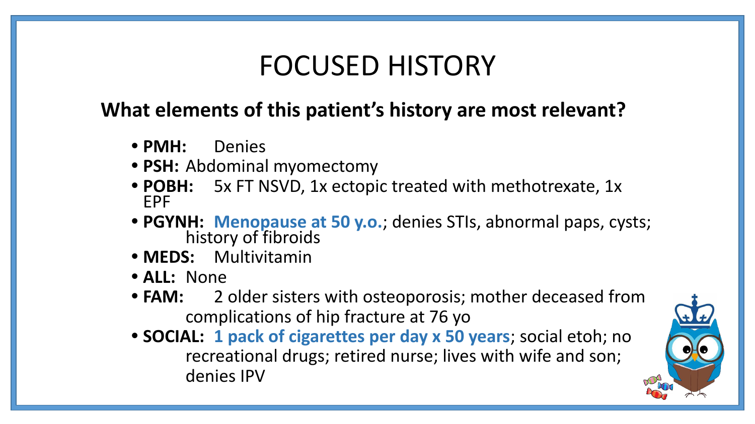# FOCUSED HISTORY

**What elements of this patient's history are most relevant?**

- **PMH:** Denies
- **PSH:** Abdominal myomectomy
- **POBH:** 5x FT NSVD, 1x ectopic treated with methotrexate, 1x EPF
- **PGYNH:** **Menopause at 50 y.o.**; denies STIs, abnormal paps, cysts; history of fibroids
- **MEDS:** Multivitamin
- **ALL:** None
- **FAM:** 2 older sisters with osteoporosis; mother deceased from complications of hip fracture at 76 yo
- **SOCIAL:** **1 pack of cigarettes per day x 50 years**; social etoh; no recreational drugs; retired nurse; lives with wife and son; denies IPV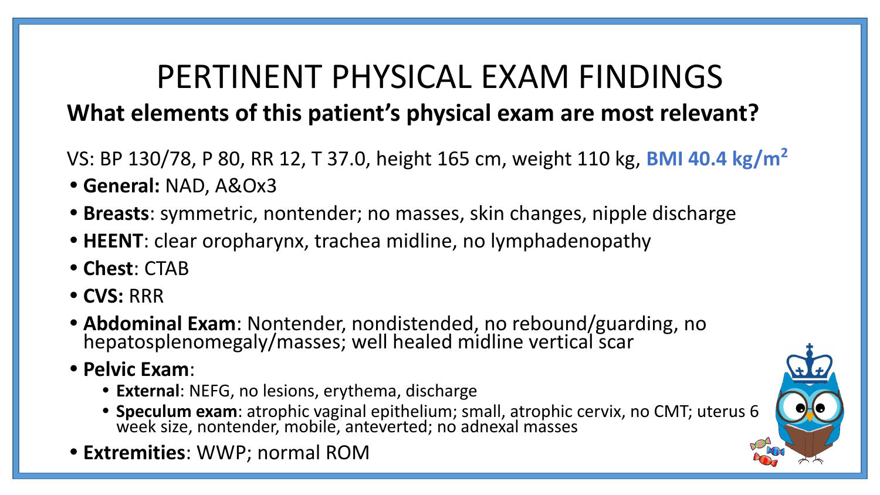# PERTINENT PHYSICAL EXAM FINDINGS

## What elements of this patient's physical exam are most relevant?

VS: BP 130/78, P 80, RR 12, T 37.0, height 165 cm, weight 110 kg, **BMI 40.4 kg/m$^2$**

- **General:** NAD, A&Ox3
- **Breasts**: symmetric, nontender; no masses, skin changes, nipple discharge
- **HEENT**: clear oropharynx, trachea midline, no lymphadenopathy
- **Chest**: CTAB
- **CVS:** RRR
- **Abdominal Exam**: Nontender, nondistended, no rebound/guarding, no hepatosplenomegaly/masses; well healed midline vertical scar
- **Pelvic Exam**:
  - **External**: NEFG, no lesions, erythema, discharge
  - **Speculum exam**: atrophic vaginal epithelium; small, atrophic cervix, no CMT; uterus 6 week size, nontender, mobile, anteverted; no adnexal masses
- **Extremities**: WWP; normal ROM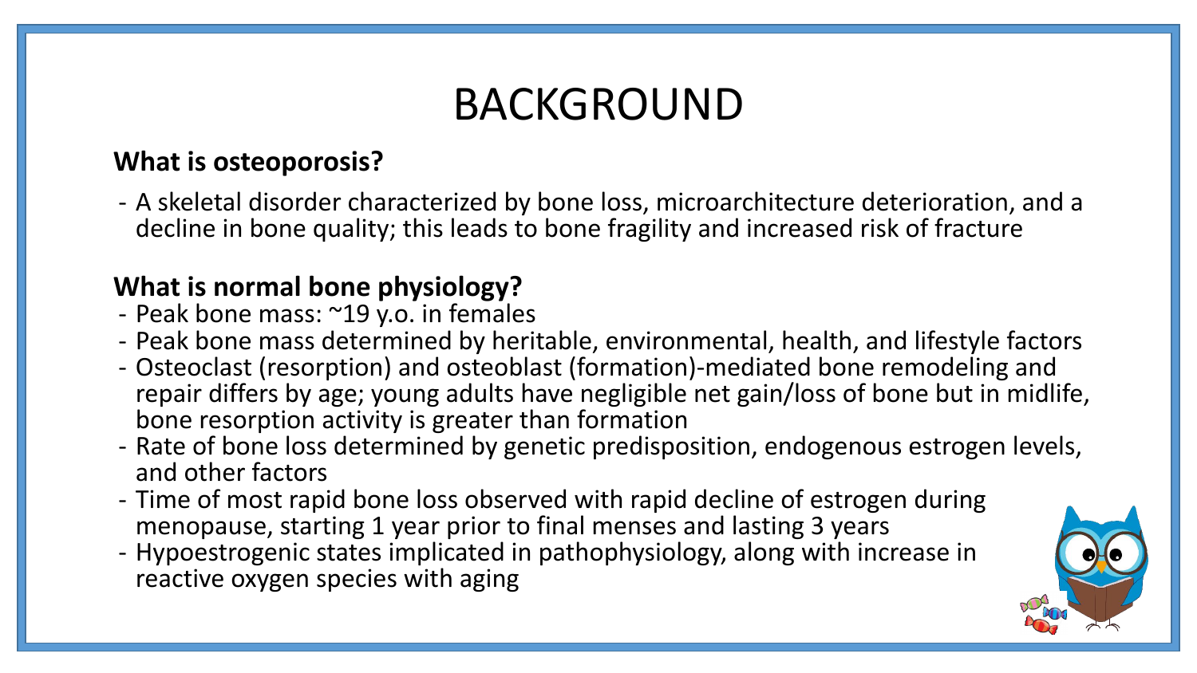# BACKGROUND

**What is osteoporosis?**

- A skeletal disorder characterized by bone loss, microarchitecture deterioration, and a decline in bone quality; this leads to bone fragility and increased risk of fracture

**What is normal bone physiology?**

- Peak bone mass: ~19 y.o. in females
- Peak bone mass determined by heritable, environmental, health, and lifestyle factors
- Osteoclast (resorption) and osteoblast (formation)-mediated bone remodeling and repair differs by age; young adults have negligible net gain/loss of bone but in midlife, bone resorption activity is greater than formation
- Rate of bone loss determined by genetic predisposition, endogenous estrogen levels, and other factors
- Time of most rapid bone loss observed with rapid decline of estrogen during menopause, starting 1 year prior to final menses and lasting 3 years
- Hypoestrogenic states implicated in pathophysiology, along with increase in reactive oxygen species with aging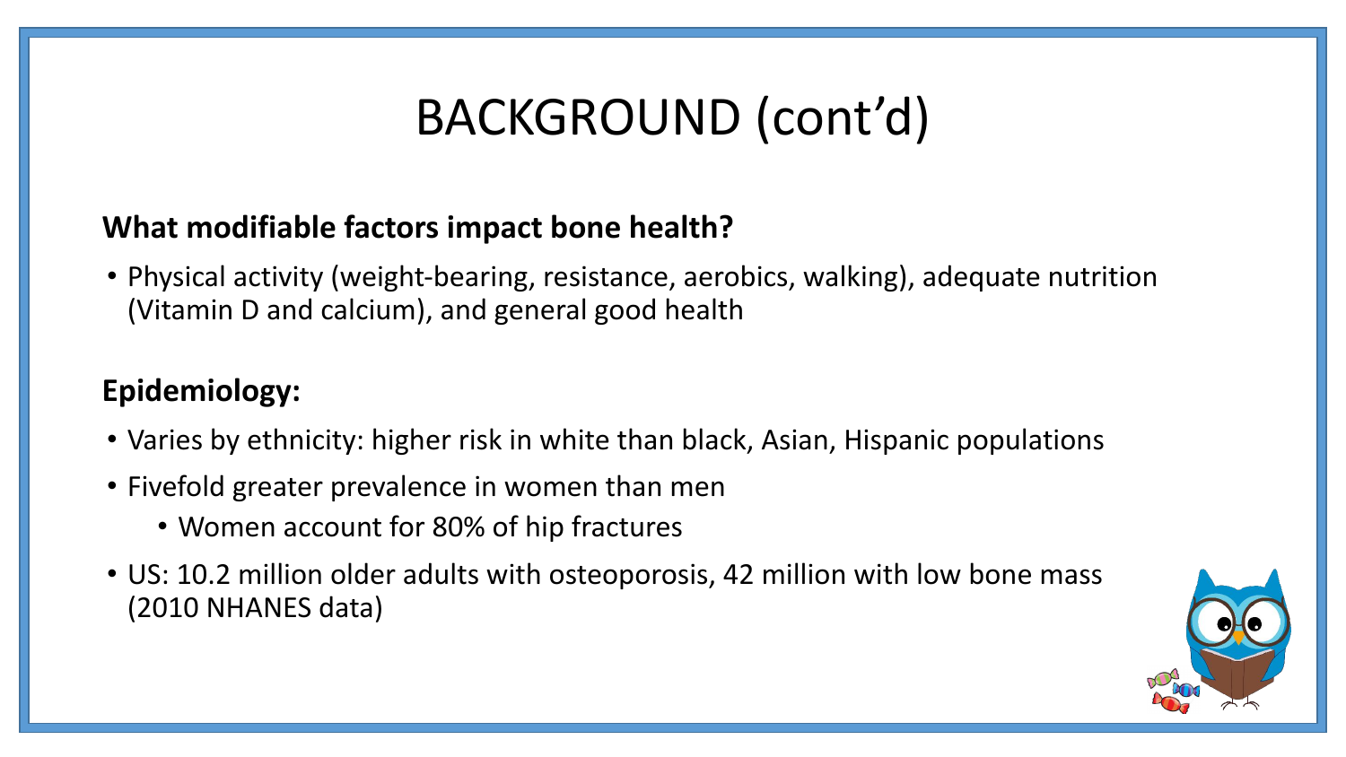# BACKGROUND (cont'd)

**What modifiable factors impact bone health?**

- Physical activity (weight-bearing, resistance, aerobics, walking), adequate nutrition (Vitamin D and calcium), and general good health

**Epidemiology:**

- Varies by ethnicity: higher risk in white than black, Asian, Hispanic populations
- Fivefold greater prevalence in women than men
  - Women account for 80% of hip fractures
- US: 10.2 million older adults with osteoporosis, 42 million with low bone mass (2010 NHANES data)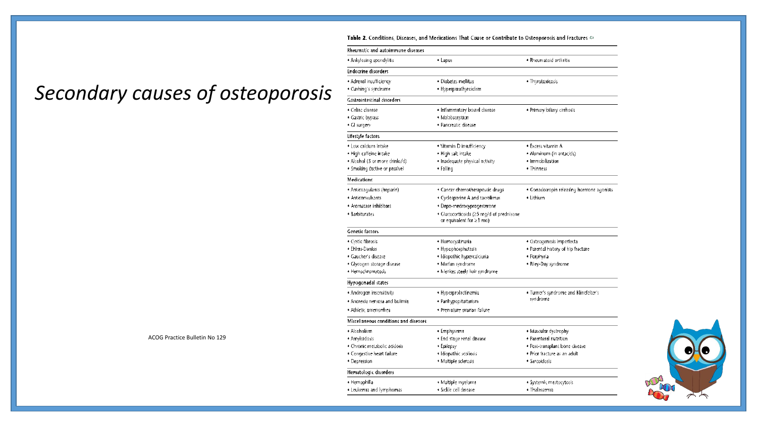# *Secondary causes of osteoporosis*

ACOG Practice Bulletin No 129

**Table 2.** Conditions, Diseases, and Medications That Cause or Contribute to Osteoporosis and Fractures

| | | |
|---|---|---|
| **Rheumatic and autoimmune diseases** | | |
| • Ankylosing spondylitis | • Lupus | • Rheumatoid arthritis |
| **Endocrine disorders** | | |
| • Adrenal insufficiency | • Diabetes mellitus | • Thyrotoxicosis |
| • Cushing's syndrome | • Hyperparathyroidism | |
| **Gastrointestinal disorders** | | |
| • Celiac disease | • Inflammatory bowel disease | • Primary biliary cirrhosis |
| • Gastric bypass | • Malabsorption | |
| • GI surgery | • Pancreatic disease | |
| **Lifestyle factors** | | |
| • Low calcium intake | • Vitamin D insufficiency | • Excess vitamin A |
| • High caffeine intake | • High salt intake | • Aluminum (in antacids) |
| • Alcohol (3 or more drinks/d) | • Inadequate physical activity | • Immobilization |
| • Smoking (active or passive) | • Falling | • Thinness |
| **Medications** | | |
| • Anticoagulants (heparin) | • Cancer chemotherapeutic drugs | • Gonadotropin releasing hormone agonists |
| • Anticonvulsants | • Cyclosporine A and tacrolimus | • Lithium |
| • Aromatase inhibitors | • Depo-medroxyprogesterone | |
| • Barbiturates | • Glucocorticoids (≥5 mg/d of prednisone or equivalent for ≥3 mo) | |
| **Genetic factors** | | |
| • Cystic fibrosis | • Homocystinuria | • Osteogenesis imperfecta |
| • Ehlers-Danlos | • Hypophosphatasia | • Parental history of hip fracture |
| • Gaucher's disease | • Idiopathic hypercalciuria | • Porphyria |
| • Glycogen storage disease | • Marfan syndrome | • Riley-Day syndrome |
| • Hemochromatosis | • Menkes steely hair syndrome | |
| **Hypogonadal states** | | |
| • Androgen insensitivity | • Hyperprolactinemia | • Turner's syndrome and Klinefelter's syndrome |
| • Anorexia nervosa and bulimia | • Panhypopituitarism | |
| • Athletic amenorrhea | • Premature ovarian failure | |
| **Miscellaneous conditions and diseases** | | |
| • Alcoholism | • Emphysema | • Muscular dystrophy |
| • Amyloidosis | • End stage renal disease | • Parenteral nutrition |
| • Chronic metabolic acidosis | • Epilepsy | • Post-transplant bone disease |
| • Congestive heart failure | • Idiopathic scoliosis | • Prior fracture as an adult |
| • Depression | • Multiple sclerosis | • Sarcoidosis |
| **Hematologic disorders** | | |
| • Hemophilia | • Multiple myeloma | • Systemic mastocytosis |
| • Leukemia and lymphomas | • Sickle cell disease | • Thalassemia |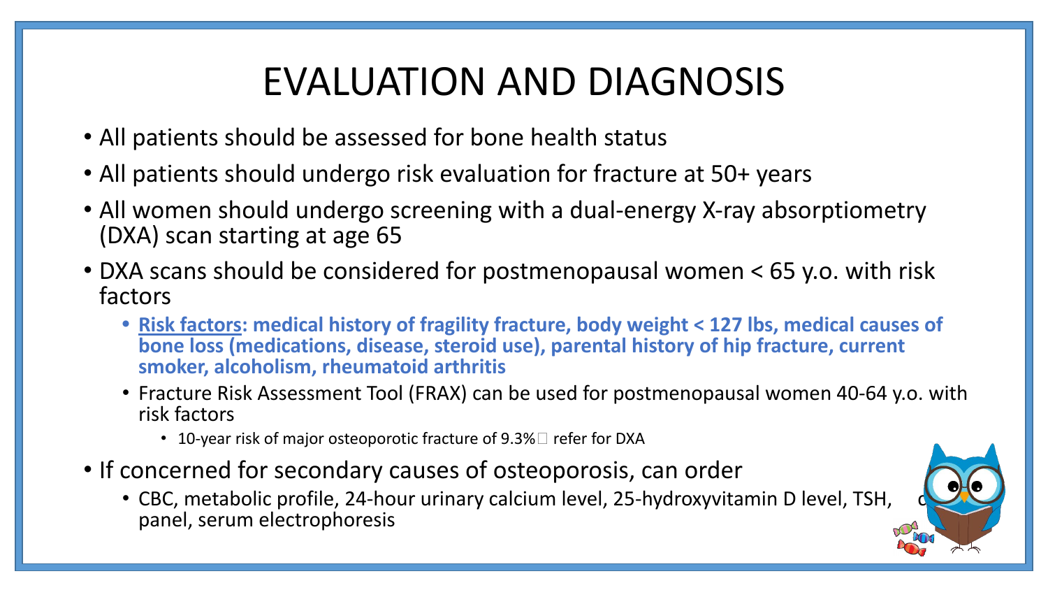# EVALUATION AND DIAGNOSIS

- All patients should be assessed for bone health status
- All patients should undergo risk evaluation for fracture at 50+ years
- All women should undergo screening with a dual-energy X-ray absorptiometry (DXA) scan starting at age 65
- DXA scans should be considered for postmenopausal women < 65 y.o. with risk factors
  - **Risk factors: medical history of fragility fracture, body weight < 127 lbs, medical causes of bone loss (medications, disease, steroid use), parental history of hip fracture, current smoker, alcoholism, rheumatoid arthritis**
  - Fracture Risk Assessment Tool (FRAX) can be used for postmenopausal women 40-64 y.o. with risk factors
    - 10-year risk of major osteoporotic fracture of 9.3% refer for DXA
- If concerned for secondary causes of osteoporosis, can order
  - CBC, metabolic profile, 24-hour urinary calcium level, 25-hydroxyvitamin D level, TSH, c panel, serum electrophoresis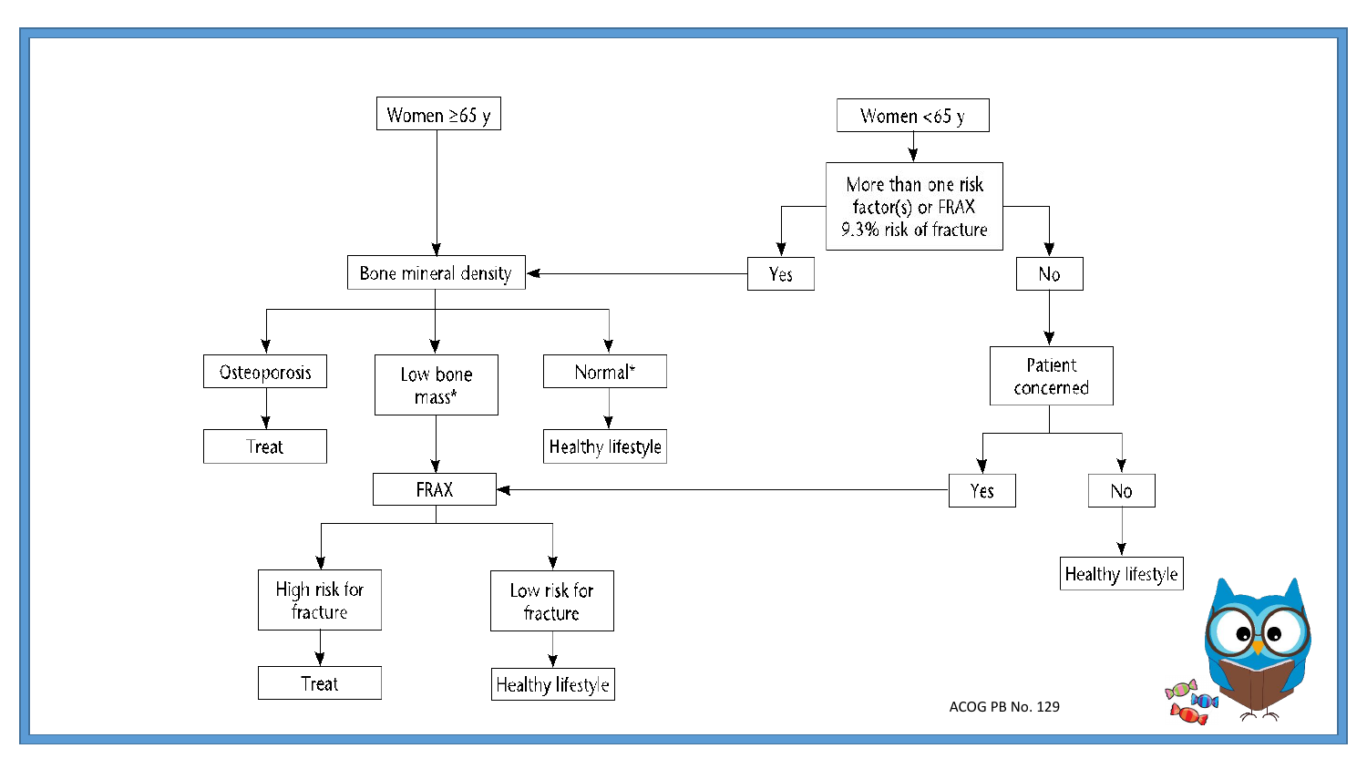Women ≥65 y

Women <65 y

More than one risk factor(s) or FRAX 9.3% risk of fracture

Yes

No

Bone mineral density

Osteoporosis

Treat

Low bone mass*

Normal*

Healthy lifestyle

Patient concerned

Yes

No

Healthy lifestyle

FRAX

High risk for fracture

Treat

Low risk for fracture

Healthy lifestyle

ACOG PB No. 129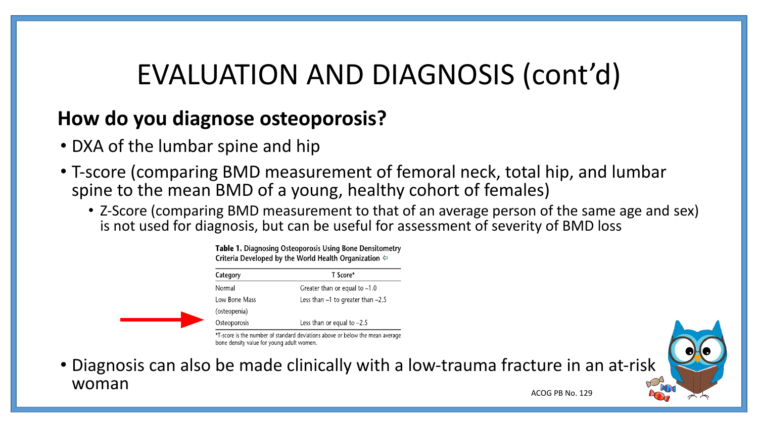# EVALUATION AND DIAGNOSIS (cont'd)

## How do you diagnose osteoporosis?

- DXA of the lumbar spine and hip
- T-score (comparing BMD measurement of femoral neck, total hip, and lumbar spine to the mean BMD of a young, healthy cohort of females)
  - Z-Score (comparing BMD measurement to that of an average person of the same age and sex) is not used for diagnosis, but can be useful for assessment of severity of BMD loss

**Table 1.** Diagnosing Osteoporosis Using Bone Densitometry Criteria Developed by the World Health Organization

| Category | T Score* |
| --- | --- |
| Normal | Greater than or equal to −1.0 |
| Low Bone Mass (osteopenia) | Less than −1 to greater than −2.5 |
| Osteoporosis | Less than or equal to −2.5 |

*T-score is the number of standard deviations above or below the mean average bone density value for young adult women.

- Diagnosis can also be made clinically with a low-trauma fracture in an at-risk woman

ACOG PB No. 129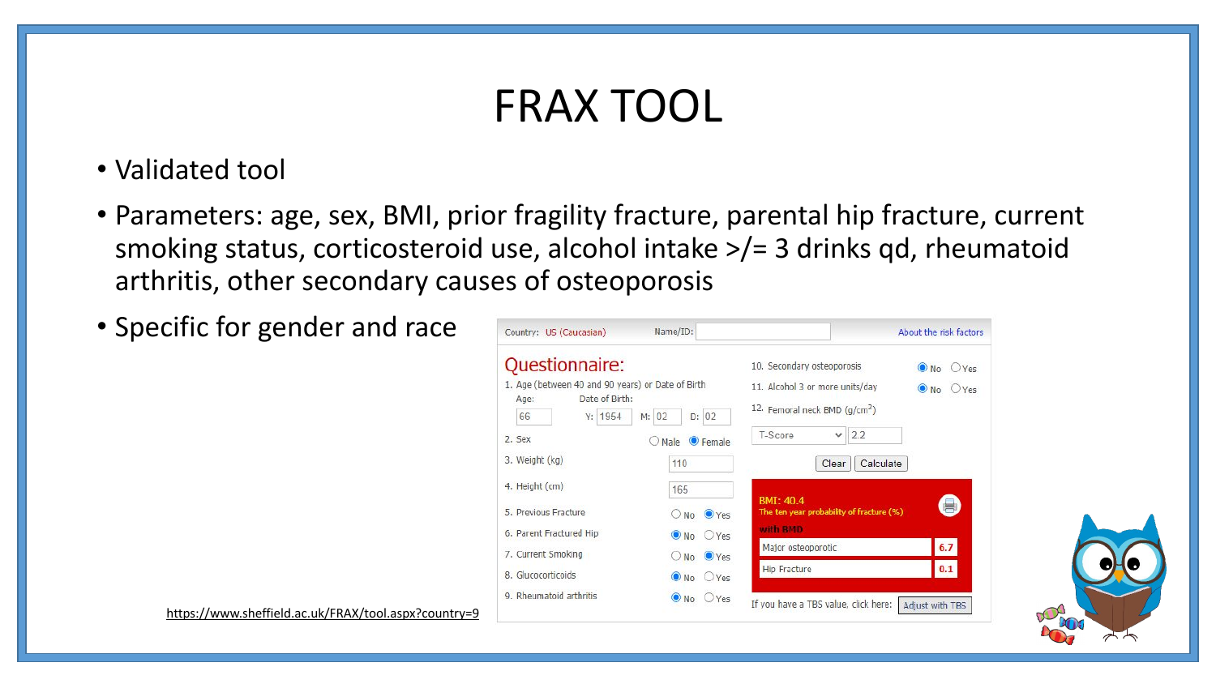# FRAX TOOL

- Validated tool
- Parameters: age, sex, BMI, prior fragility fracture, parental hip fracture, current smoking status, corticosteroid use, alcohol intake >/= 3 drinks qd, rheumatoid arthritis, other secondary causes of osteoporosis
- Specific for gender and race

Country: US (Caucasian) Name/ID: About the risk factors

**Questionnaire:**

1. Age (between 40 and 90 years) or Date of Birth
   Age: 66 Date of Birth: Y: 1954 M: 02 D: 02
2. Sex: Male / **Female**
3. Weight (kg): 110
4. Height (cm): 165
5. Previous Fracture: No / **Yes**
6. Parent Fractured Hip: **No** / Yes
7. Current Smoking: No / **Yes**
8. Glucocorticoids: **No** / Yes
9. Rheumatoid arthritis: **No** / Yes
10. Secondary osteoporosis: **No** / Yes
11. Alcohol 3 or more units/day: **No** / Yes
12. Femoral neck BMD ($g/cm^2$): T-Score 2.2

Clear Calculate

BMI: 40.4
The ten year probability of fracture (%)
with BMD

| | |
|---|---|
| Major osteoporotic | 6.7 |
| Hip Fracture | 0.1 |

If you have a TBS value, click here: Adjust with TBS

https://www.sheffield.ac.uk/FRAX/tool.aspx?country=9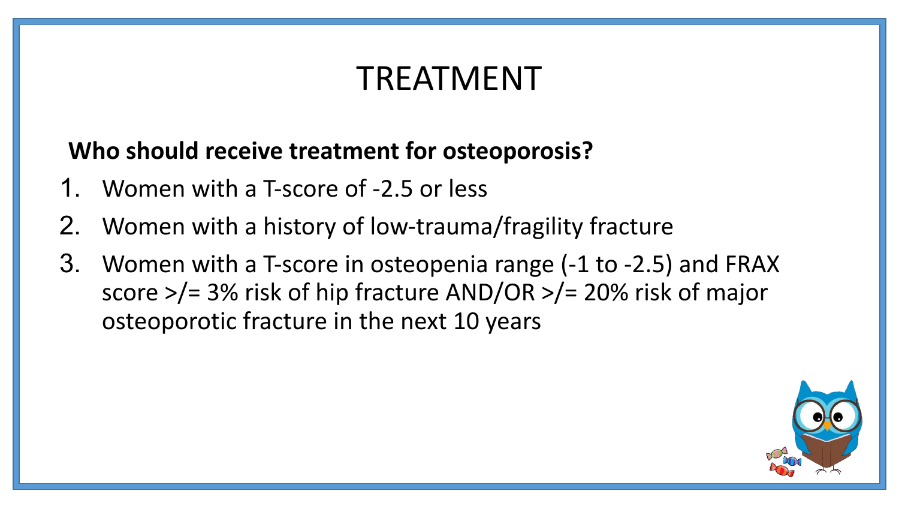# TREATMENT

**Who should receive treatment for osteoporosis?**

1. Women with a T-score of -2.5 or less
2. Women with a history of low-trauma/fragility fracture
3. Women with a T-score in osteopenia range (-1 to -2.5) and FRAX score >/= 3% risk of hip fracture AND/OR >/= 20% risk of major osteoporotic fracture in the next 10 years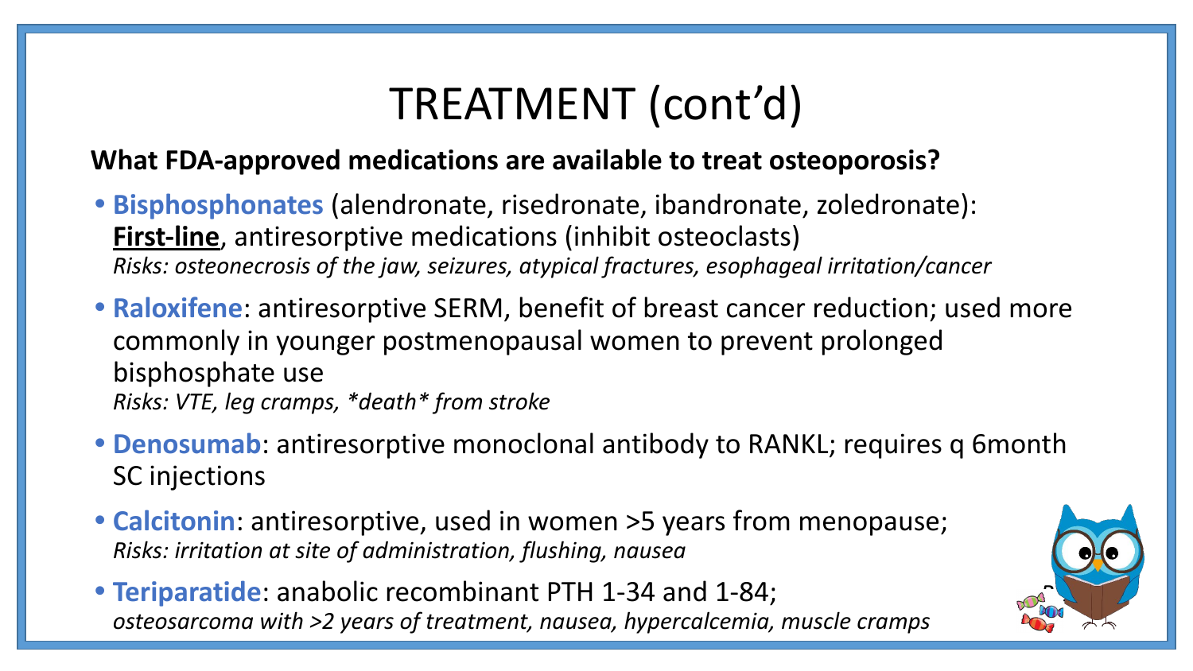# TREATMENT (cont'd)

**What FDA-approved medications are available to treat osteoporosis?**

- **Bisphosphonates** (alendronate, risedronate, ibandronate, zoledronate): **First-line**, antiresorptive medications (inhibit osteoclasts)
  *Risks: osteonecrosis of the jaw, seizures, atypical fractures, esophageal irritation/cancer*
- **Raloxifene**: antiresorptive SERM, benefit of breast cancer reduction; used more commonly in younger postmenopausal women to prevent prolonged bisphosphate use
  *Risks: VTE, leg cramps, *death* from stroke*
- **Denosumab**: antiresorptive monoclonal antibody to RANKL; requires q 6month SC injections
- **Calcitonin**: antiresorptive, used in women >5 years from menopause;
  *Risks: irritation at site of administration, flushing, nausea*
- **Teriparatide**: anabolic recombinant PTH 1-34 and 1-84;
  *osteosarcoma with >2 years of treatment, nausea, hypercalcemia, muscle cramps*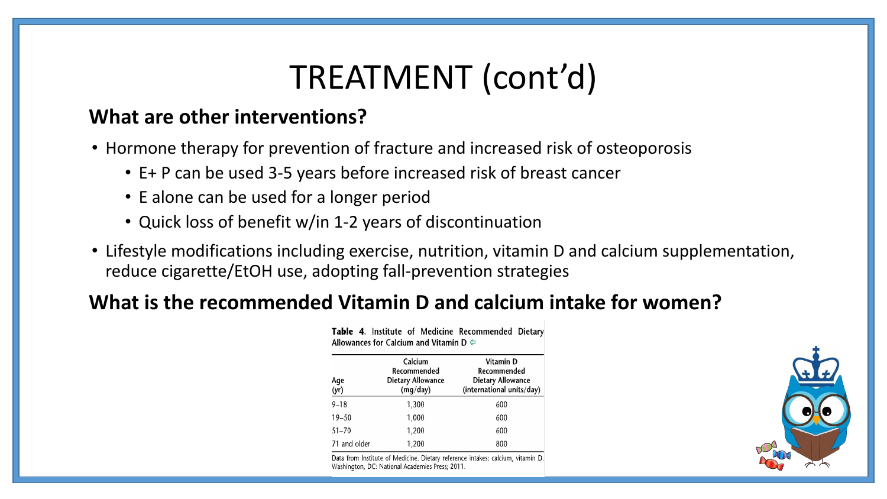# TREATMENT (cont'd)

## What are other interventions?

- Hormone therapy for prevention of fracture and increased risk of osteoporosis
  - E+ P can be used 3-5 years before increased risk of breast cancer
  - E alone can be used for a longer period
  - Quick loss of benefit w/in 1-2 years of discontinuation
- Lifestyle modifications including exercise, nutrition, vitamin D and calcium supplementation, reduce cigarette/EtOH use, adopting fall-prevention strategies

## What is the recommended Vitamin D and calcium intake for women?

**Table 4**. Institute of Medicine Recommended Dietary Allowances for Calcium and Vitamin D ⇦

| Age (yr) | Calcium Recommended Dietary Allowance (mg/day) | Vitamin D Recommended Dietary Allowance (international units/day) |
|---|---|---|
| 9–18 | 1,300 | 600 |
| 19–50 | 1,000 | 600 |
| 51–70 | 1,200 | 600 |
| 71 and older | 1,200 | 800 |

Data from Institute of Medicine. Dietary reference intakes: calcium, vitamin D. Washington, DC: National Academies Press; 2011.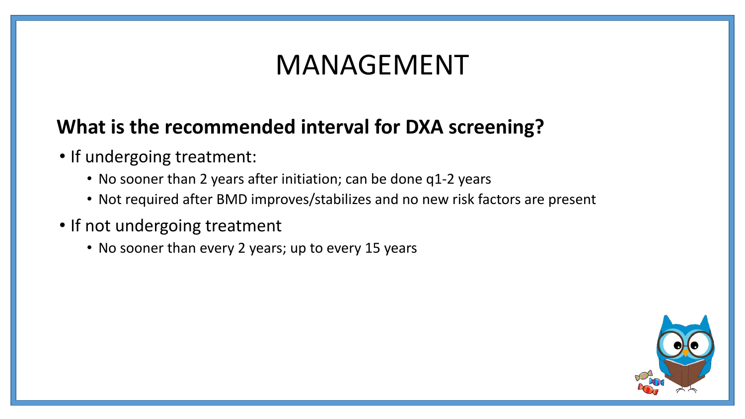# MANAGEMENT

**What is the recommended interval for DXA screening?**

- If undergoing treatment:
  - No sooner than 2 years after initiation; can be done q1-2 years
  - Not required after BMD improves/stabilizes and no new risk factors are present
- If not undergoing treatment
  - No sooner than every 2 years; up to every 15 years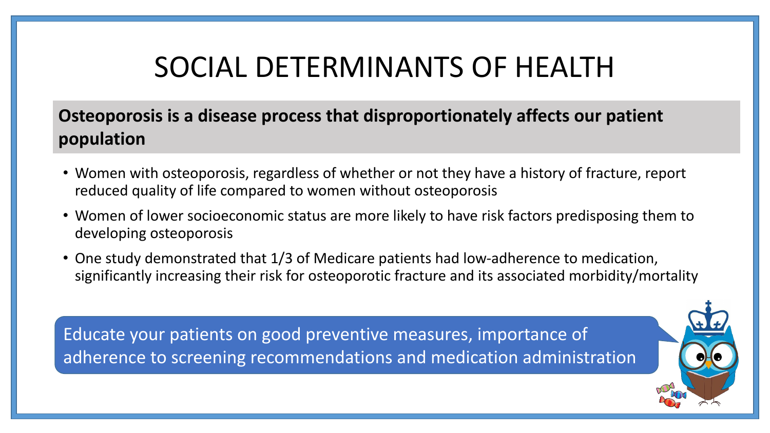# SOCIAL DETERMINANTS OF HEALTH

**Osteoporosis is a disease process that disproportionately affects our patient population**

- Women with osteoporosis, regardless of whether or not they have a history of fracture, report reduced quality of life compared to women without osteoporosis
- Women of lower socioeconomic status are more likely to have risk factors predisposing them to developing osteoporosis
- One study demonstrated that 1/3 of Medicare patients had low-adherence to medication, significantly increasing their risk for osteoporotic fracture and its associated morbidity/mortality

Educate your patients on good preventive measures, importance of adherence to screening recommendations and medication administration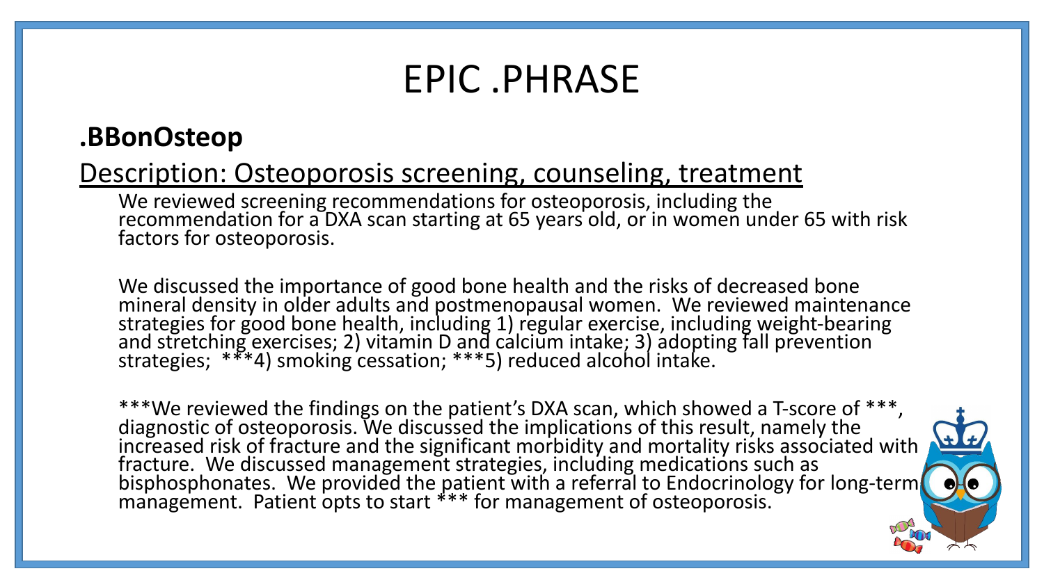# EPIC .PHRASE

## .BBonOsteop

Description: Osteoporosis screening, counseling, treatment

We reviewed screening recommendations for osteoporosis, including the recommendation for a DXA scan starting at 65 years old, or in women under 65 with risk factors for osteoporosis.

We discussed the importance of good bone health and the risks of decreased bone mineral density in older adults and postmenopausal women. We reviewed maintenance strategies for good bone health, including 1) regular exercise, including weight-bearing and stretching exercises; 2) vitamin D and calcium intake; 3) adopting fall prevention strategies; ***4) smoking cessation; ***5) reduced alcohol intake.

***We reviewed the findings on the patient's DXA scan, which showed a T-score of ***, diagnostic of osteoporosis. We discussed the implications of this result, namely the increased risk of fracture and the significant morbidity and mortality risks associated with fracture. We discussed management strategies, including medications such as bisphosphonates. We provided the patient with a referral to Endocrinology for long-term management. Patient opts to start *** for management of osteoporosis.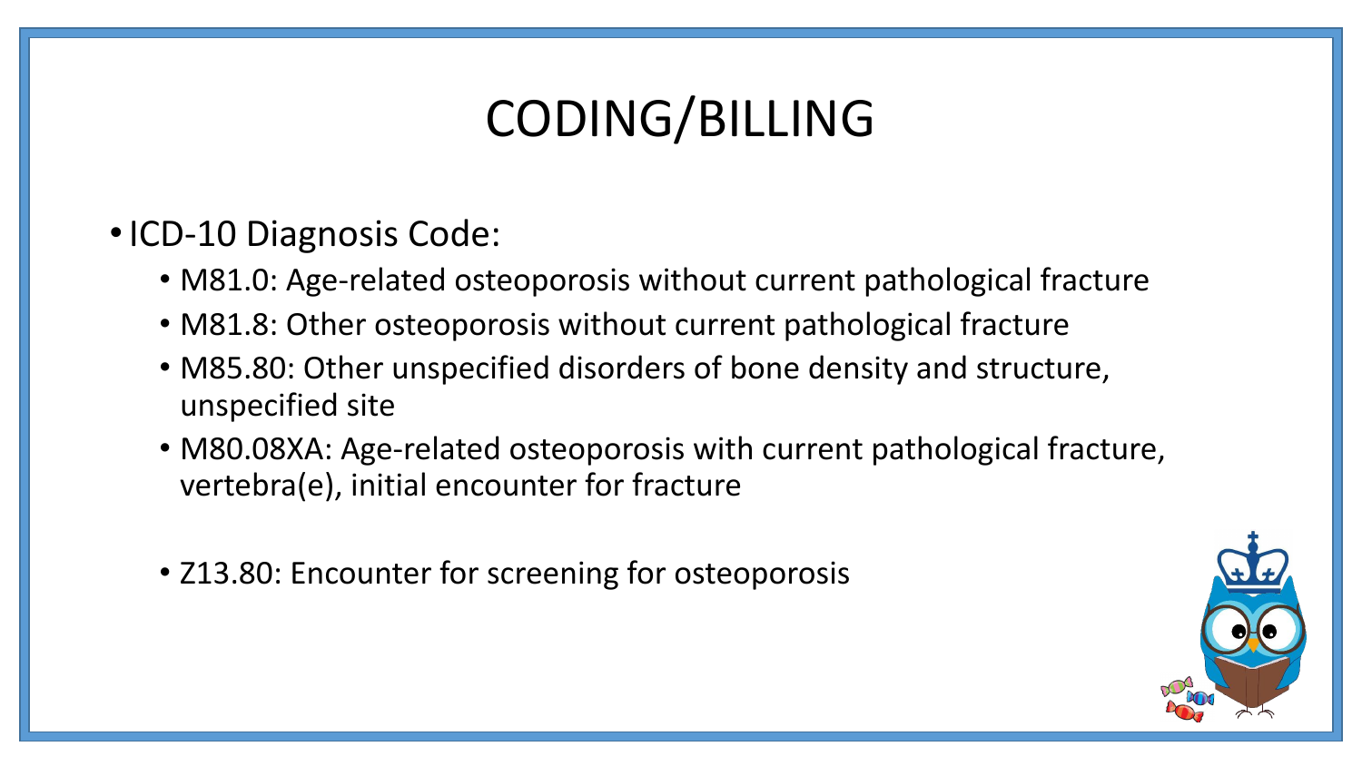# CODING/BILLING

- ICD-10 Diagnosis Code:
  - M81.0: Age-related osteoporosis without current pathological fracture
  - M81.8: Other osteoporosis without current pathological fracture
  - M85.80: Other unspecified disorders of bone density and structure, unspecified site
  - M80.08XA: Age-related osteoporosis with current pathological fracture, vertebra(e), initial encounter for fracture
  - Z13.80: Encounter for screening for osteoporosis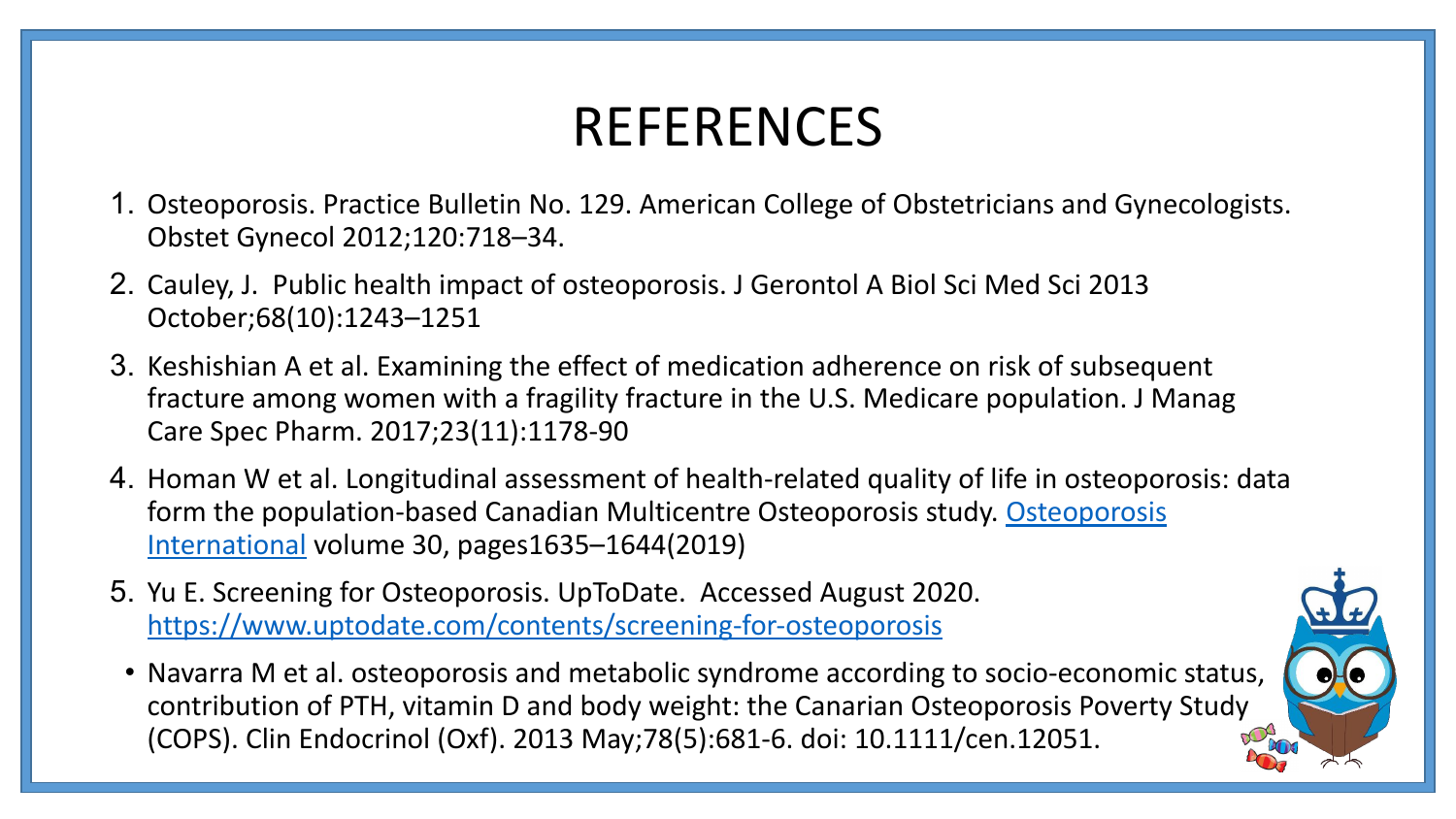# REFERENCES

1. Osteoporosis. Practice Bulletin No. 129. American College of Obstetricians and Gynecologists. Obstet Gynecol 2012;120:718–34.
2. Cauley, J. Public health impact of osteoporosis. J Gerontol A Biol Sci Med Sci 2013 October;68(10):1243–1251
3. Keshishian A et al. Examining the effect of medication adherence on risk of subsequent fracture among women with a fragility fracture in the U.S. Medicare population. J Manag Care Spec Pharm. 2017;23(11):1178-90
4. Homan W et al. Longitudinal assessment of health-related quality of life in osteoporosis: data form the population-based Canadian Multicentre Osteoporosis study. Osteoporosis International volume 30, pages1635–1644(2019)
5. Yu E. Screening for Osteoporosis. UpToDate. Accessed August 2020. https://www.uptodate.com/contents/screening-for-osteoporosis

- Navarra M et al. osteoporosis and metabolic syndrome according to socio-economic status, contribution of PTH, vitamin D and body weight: the Canarian Osteoporosis Poverty Study (COPS). Clin Endocrinol (Oxf). 2013 May;78(5):681-6. doi: 10.1111/cen.12051.